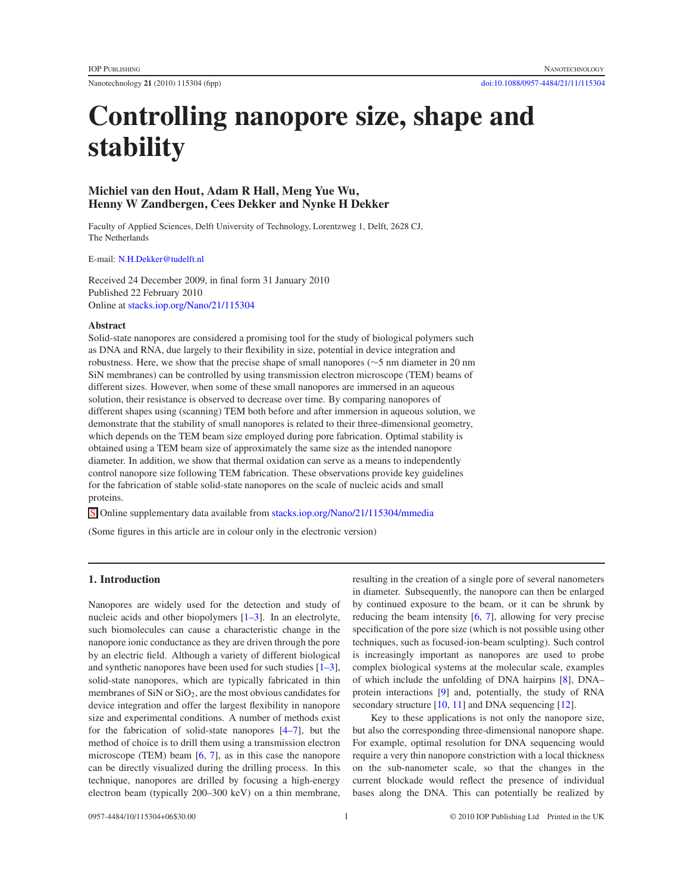# Controlling nanopore size, shape and stability

**Michiel van den Hout, Adam R Hall, Meng Yue Wu, Henny W Zandbergen, Cees Dekker and Nynke H Dekker**

Faculty of Applied Sciences, Delft University of Technology, Lorentzweg 1, Delft, 2628 CJ, The Netherlands

E-mail: N.H.Dekker@tudelft.nl

Received 24 December 2009, in final form 31 January 2010
Published 22 February 2010
Online at stacks.iop.org/Nano/21/115304

### Abstract

Solid-state nanopores are considered a promising tool for the study of biological polymers such as DNA and RNA, due largely to their flexibility in size, potential in device integration and robustness. Here, we show that the precise shape of small nanopores (∼5 nm diameter in 20 nm SiN membranes) can be controlled by using transmission electron microscope (TEM) beams of different sizes. However, when some of these small nanopores are immersed in an aqueous solution, their resistance is observed to decrease over time. By comparing nanopores of different shapes using (scanning) TEM both before and after immersion in aqueous solution, we demonstrate that the stability of small nanopores is related to their three-dimensional geometry, which depends on the TEM beam size employed during pore fabrication. Optimal stability is obtained using a TEM beam size of approximately the same size as the intended nanopore diameter. In addition, we show that thermal oxidation can serve as a means to independently control nanopore size following TEM fabrication. These observations provide key guidelines for the fabrication of stable solid-state nanopores on the scale of nucleic acids and small proteins.

S Online supplementary data available from stacks.iop.org/Nano/21/115304/mmedia

(Some figures in this article are in colour only in the electronic version)

## 1. Introduction

Nanopores are widely used for the detection and study of nucleic acids and other biopolymers [1–3]. In an electrolyte, such biomolecules can cause a characteristic change in the nanopore ionic conductance as they are driven through the pore by an electric field. Although a variety of different biological and synthetic nanopores have been used for such studies [1–3], solid-state nanopores, which are typically fabricated in thin membranes of SiN or $SiO_2$, are the most obvious candidates for device integration and offer the largest flexibility in nanopore size and experimental conditions. A number of methods exist for the fabrication of solid-state nanopores [4–7], but the method of choice is to drill them using a transmission electron microscope (TEM) beam [6, 7], as in this case the nanopore can be directly visualized during the drilling process. In this technique, nanopores are drilled by focusing a high-energy electron beam (typically 200–300 keV) on a thin membrane, resulting in the creation of a single pore of several nanometers in diameter. Subsequently, the nanopore can then be enlarged by continued exposure to the beam, or it can be shrunk by reducing the beam intensity [6, 7], allowing for very precise specification of the pore size (which is not possible using other techniques, such as focused-ion-beam sculpting). Such control is increasingly important as nanopores are used to probe complex biological systems at the molecular scale, examples of which include the unfolding of DNA hairpins [8], DNA–protein interactions [9] and, potentially, the study of RNA secondary structure [10, 11] and DNA sequencing [12].

Key to these applications is not only the nanopore size, but also the corresponding three-dimensional nanopore shape. For example, optimal resolution for DNA sequencing would require a very thin nanopore constriction with a local thickness on the sub-nanometer scale, so that the changes in the current blockade would reflect the presence of individual bases along the DNA. This can potentially be realized by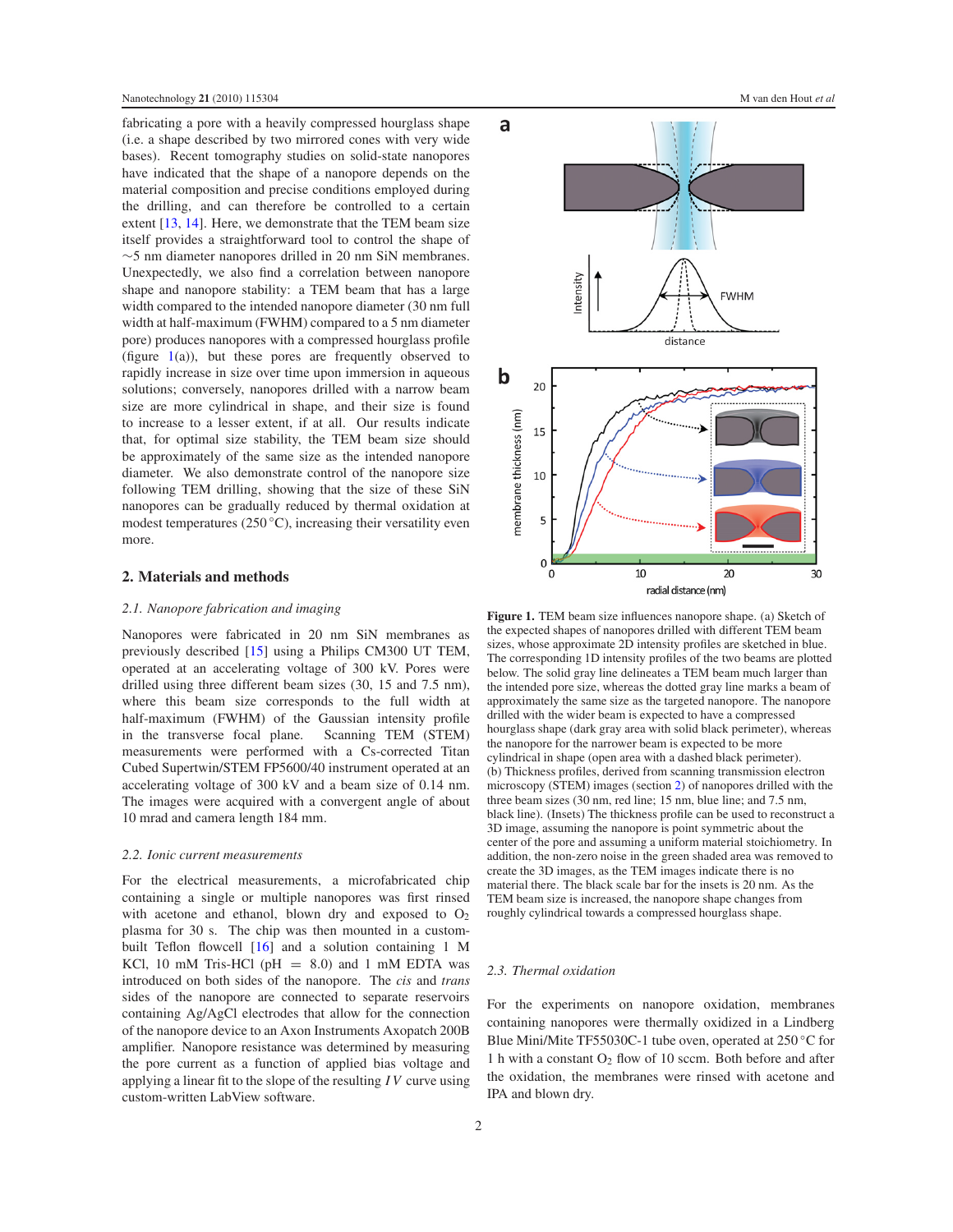fabricating a pore with a heavily compressed hourglass shape (i.e. a shape described by two mirrored cones with very wide bases). Recent tomography studies on solid-state nanopores have indicated that the shape of a nanopore depends on the material composition and precise conditions employed during the drilling, and can therefore be controlled to a certain extent [13, 14]. Here, we demonstrate that the TEM beam size itself provides a straightforward tool to control the shape of ∼5 nm diameter nanopores drilled in 20 nm SiN membranes. Unexpectedly, we also find a correlation between nanopore shape and nanopore stability: a TEM beam that has a large width compared to the intended nanopore diameter (30 nm full width at half-maximum (FWHM) compared to a 5 nm diameter pore) produces nanopores with a compressed hourglass profile (figure 1(a)), but these pores are frequently observed to rapidly increase in size over time upon immersion in aqueous solutions; conversely, nanopores drilled with a narrow beam size are more cylindrical in shape, and their size is found to increase to a lesser extent, if at all. Our results indicate that, for optimal size stability, the TEM beam size should be approximately of the same size as the intended nanopore diameter. We also demonstrate control of the nanopore size following TEM drilling, showing that the size of these SiN nanopores can be gradually reduced by thermal oxidation at modest temperatures (250 °C), increasing their versatility even more.

## 2. Materials and methods

### 2.1. Nanopore fabrication and imaging

Nanopores were fabricated in 20 nm SiN membranes as previously described [15] using a Philips CM300 UT TEM, operated at an accelerating voltage of 300 kV. Pores were drilled using three different beam sizes (30, 15 and 7.5 nm), where this beam size corresponds to the full width at half-maximum (FWHM) of the Gaussian intensity profile in the transverse focal plane. Scanning TEM (STEM) measurements were performed with a Cs-corrected Titan Cubed Supertwin/STEM FP5600/40 instrument operated at an accelerating voltage of 300 kV and a beam size of 0.14 nm. The images were acquired with a convergent angle of about 10 mrad and camera length 184 mm.

### 2.2. Ionic current measurements

For the electrical measurements, a microfabricated chip containing a single or multiple nanopores was first rinsed with acetone and ethanol, blown dry and exposed to $O_2$ plasma for 30 s. The chip was then mounted in a custom-built Teflon flowcell [16] and a solution containing 1 M KCl, 10 mM Tris-HCl (pH = 8.0) and 1 mM EDTA was introduced on both sides of the nanopore. The *cis* and *trans* sides of the nanopore are connected to separate reservoirs containing Ag/AgCl electrodes that allow for the connection of the nanopore device to an Axon Instruments Axopatch 200B amplifier. Nanopore resistance was determined by measuring the pore current as a function of applied bias voltage and applying a linear fit to the slope of the resulting $IV$ curve using custom-written LabView software.

a

Intensity
FWHM
distance

b

membrane thickness (nm)
radial distance (nm)
0 5 10 15 20
0 10 20 30

**Figure 1.** TEM beam size influences nanopore shape. (a) Sketch of the expected shapes of nanopores drilled with different TEM beam sizes, whose approximate 2D intensity profiles are sketched in blue. The corresponding 1D intensity profiles of the two beams are plotted below. The solid gray line delineates a TEM beam much larger than the intended pore size, whereas the dotted gray line marks a beam of approximately the same size as the targeted nanopore. The nanopore drilled with the wider beam is expected to have a compressed hourglass shape (dark gray area with solid black perimeter), whereas the nanopore for the narrower beam is expected to be more cylindrical in shape (open area with a dashed black perimeter). (b) Thickness profiles, derived from scanning transmission electron microscopy (STEM) images (section 2) of nanopores drilled with the three beam sizes (30 nm, red line; 15 nm, blue line; and 7.5 nm, black line). (Insets) The thickness profile can be used to reconstruct a 3D image, assuming the nanopore is point symmetric about the center of the pore and assuming a uniform material stoichiometry. In addition, the non-zero noise in the green shaded area was removed to create the 3D images, as the TEM images indicate there is no material there. The black scale bar for the insets is 20 nm. As the TEM beam size is increased, the nanopore shape changes from roughly cylindrical towards a compressed hourglass shape.

### 2.3. Thermal oxidation

For the experiments on nanopore oxidation, membranes containing nanopores were thermally oxidized in a Lindberg Blue Mini/Mite TF55030C-1 tube oven, operated at 250 °C for 1 h with a constant $O_2$ flow of 10 sccm. Both before and after the oxidation, the membranes were rinsed with acetone and IPA and blown dry.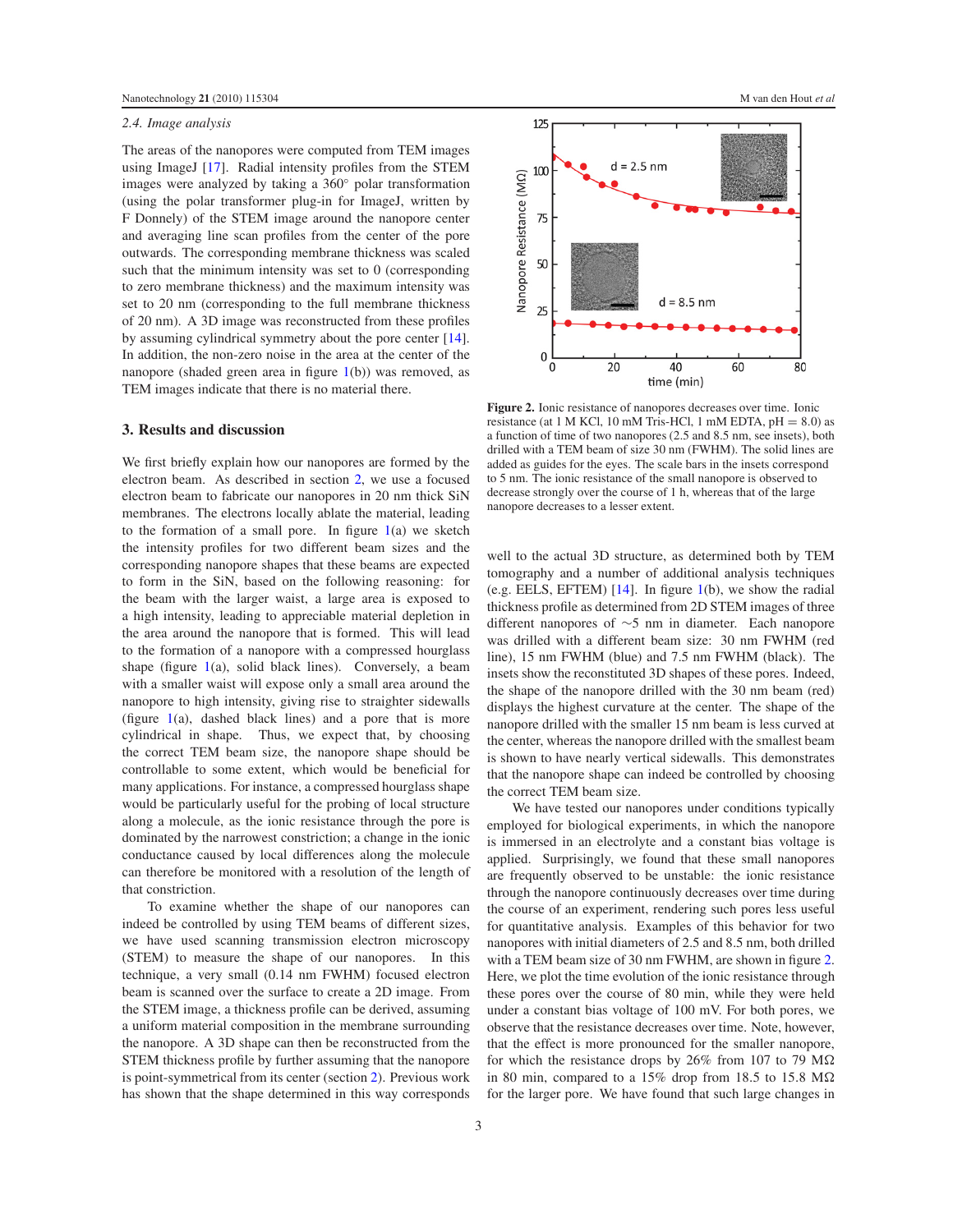### 2.4. Image analysis

The areas of the nanopores were computed from TEM images using ImageJ [17]. Radial intensity profiles from the STEM images were analyzed by taking a 360° polar transformation (using the polar transformer plug-in for ImageJ, written by F Donnely) of the STEM image around the nanopore center and averaging line scan profiles from the center of the pore outwards. The corresponding membrane thickness was scaled such that the minimum intensity was set to 0 (corresponding to zero membrane thickness) and the maximum intensity was set to 20 nm (corresponding to the full membrane thickness of 20 nm). A 3D image was reconstructed from these profiles by assuming cylindrical symmetry about the pore center [14]. In addition, the non-zero noise in the area at the center of the nanopore (shaded green area in figure 1(b)) was removed, as TEM images indicate that there is no material there.

## 3. Results and discussion

We first briefly explain how our nanopores are formed by the electron beam. As described in section 2, we use a focused electron beam to fabricate our nanopores in 20 nm thick SiN membranes. The electrons locally ablate the material, leading to the formation of a small pore. In figure 1(a) we sketch the intensity profiles for two different beam sizes and the corresponding nanopore shapes that these beams are expected to form in the SiN, based on the following reasoning: for the beam with the larger waist, a large area is exposed to a high intensity, leading to appreciable material depletion in the area around the nanopore that is formed. This will lead to the formation of a nanopore with a compressed hourglass shape (figure 1(a), solid black lines). Conversely, a beam with a smaller waist will expose only a small area around the nanopore to high intensity, giving rise to straighter sidewalls (figure 1(a), dashed black lines) and a pore that is more cylindrical in shape. Thus, we expect that, by choosing the correct TEM beam size, the nanopore shape should be controllable to some extent, which would be beneficial for many applications. For instance, a compressed hourglass shape would be particularly useful for the probing of local structure along a molecule, as the ionic resistance through the pore is dominated by the narrowest constriction; a change in the ionic conductance caused by local differences along the molecule can therefore be monitored with a resolution of the length of that constriction.

To examine whether the shape of our nanopores can indeed be controlled by using TEM beams of different sizes, we have used scanning transmission electron microscopy (STEM) to measure the shape of our nanopores. In this technique, a very small (0.14 nm FWHM) focused electron beam is scanned over the surface to create a 2D image. From the STEM image, a thickness profile can be derived, assuming a uniform material composition in the membrane surrounding the nanopore. A 3D shape can then be reconstructed from the STEM thickness profile by further assuming that the nanopore is point-symmetrical from its center (section 2). Previous work has shown that the shape determined in this way corresponds well to the actual 3D structure, as determined both by TEM tomography and a number of additional analysis techniques (e.g. EELS, EFTEM) [14]. In figure 1(b), we show the radial thickness profile as determined from 2D STEM images of three different nanopores of ∼5 nm in diameter. Each nanopore was drilled with a different beam size: 30 nm FWHM (red line), 15 nm FWHM (blue) and 7.5 nm FWHM (black). The insets show the reconstituted 3D shapes of these pores. Indeed, the shape of the nanopore drilled with the 30 nm beam (red) displays the highest curvature at the center. The shape of the nanopore drilled with the smaller 15 nm beam is less curved at the center, whereas the nanopore drilled with the smallest beam is shown to have nearly vertical sidewalls. This demonstrates that the nanopore shape can indeed be controlled by choosing the correct TEM beam size.

Nanopore Resistance (MΩ)
125
100
75
50
25
0
0 20 40 60 80
time (min)
d = 2.5 nm
d = 8.5 nm

**Figure 2.** Ionic resistance of nanopores decreases over time. Ionic resistance (at 1 M KCl, 10 mM Tris-HCl, 1 mM EDTA, pH = 8.0) as a function of time of two nanopores (2.5 and 8.5 nm, see insets), both drilled with a TEM beam of size 30 nm (FWHM). The solid lines are added as guides for the eyes. The scale bars in the insets correspond to 5 nm. The ionic resistance of the small nanopore is observed to decrease strongly over the course of 1 h, whereas that of the large nanopore decreases to a lesser extent.

We have tested our nanopores under conditions typically employed for biological experiments, in which the nanopore is immersed in an electrolyte and a constant bias voltage is applied. Surprisingly, we found that these small nanopores are frequently observed to be unstable: the ionic resistance through the nanopore continuously decreases over time during the course of an experiment, rendering such pores less useful for quantitative analysis. Examples of this behavior for two nanopores with initial diameters of 2.5 and 8.5 nm, both drilled with a TEM beam size of 30 nm FWHM, are shown in figure 2. Here, we plot the time evolution of the ionic resistance through these pores over the course of 80 min, while they were held under a constant bias voltage of 100 mV. For both pores, we observe that the resistance decreases over time. Note, however, that the effect is more pronounced for the smaller nanopore, for which the resistance drops by 26% from 107 to 79 MΩ in 80 min, compared to a 15% drop from 18.5 to 15.8 MΩ for the larger pore. We have found that such large changes in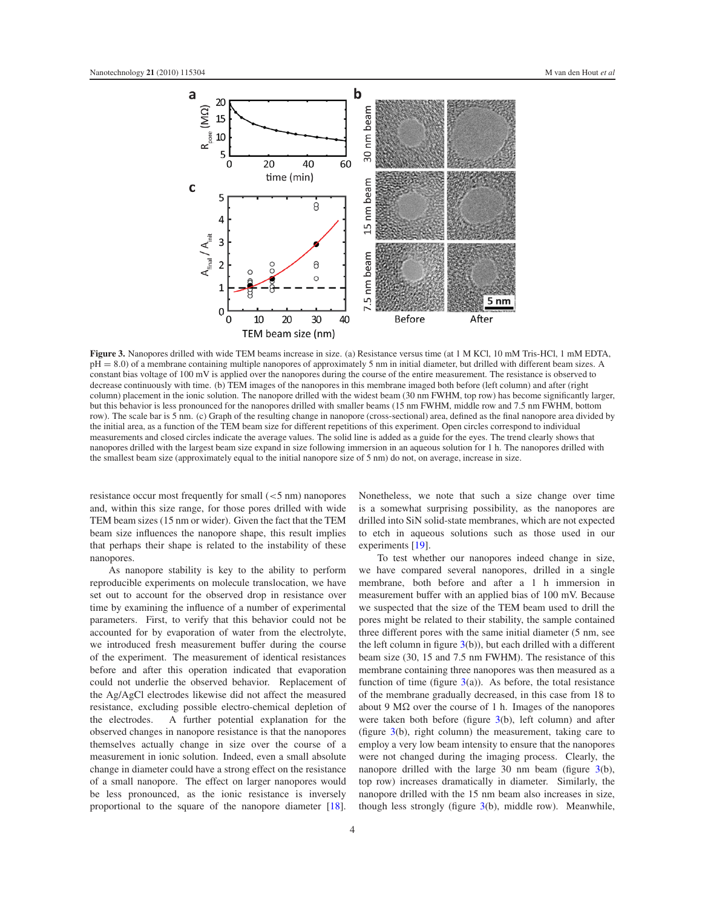a

$R_{pore}$ (MΩ)

20
15
10
5

0 20 40 60

time (min)

b

30 nm beam

15 nm beam

7.5 nm beam

5 nm

Before After

c

$A_{final} / A_{init}$

5
4
3
2
1
0

0 10 20 30 40

TEM beam size (nm)

**Figure 3.** Nanopores drilled with wide TEM beams increase in size. (a) Resistance versus time (at 1 M KCl, 10 mM Tris-HCl, 1 mM EDTA, pH = 8.0) of a membrane containing multiple nanopores of approximately 5 nm in initial diameter, but drilled with different beam sizes. A constant bias voltage of 100 mV is applied over the nanopores during the course of the entire measurement. The resistance is observed to decrease continuously with time. (b) TEM images of the nanopores in this membrane imaged both before (left column) and after (right column) placement in the ionic solution. The nanopore drilled with the widest beam (30 nm FWHM, top row) has become significantly larger, but this behavior is less pronounced for the nanopores drilled with smaller beams (15 nm FWHM, middle row and 7.5 nm FWHM, bottom row). The scale bar is 5 nm. (c) Graph of the resulting change in nanopore (cross-sectional) area, defined as the final nanopore area divided by the initial area, as a function of the TEM beam size for different repetitions of this experiment. Open circles correspond to individual measurements and closed circles indicate the average values. The solid line is added as a guide for the eyes. The trend clearly shows that nanopores drilled with the largest beam size expand in size following immersion in an aqueous solution for 1 h. The nanopores drilled with the smallest beam size (approximately equal to the initial nanopore size of 5 nm) do not, on average, increase in size.

resistance occur most frequently for small (<5 nm) nanopores and, within this size range, for those pores drilled with wide TEM beam sizes (15 nm or wider). Given the fact that the TEM beam size influences the nanopore shape, this result implies that perhaps their shape is related to the instability of these nanopores.

As nanopore stability is key to the ability to perform reproducible experiments on molecule translocation, we have set out to account for the observed drop in resistance over time by examining the influence of a number of experimental parameters. First, to verify that this behavior could not be accounted for by evaporation of water from the electrolyte, we introduced fresh measurement buffer during the course of the experiment. The measurement of identical resistances before and after this operation indicated that evaporation could not underlie the observed behavior. Replacement of the Ag/AgCl electrodes likewise did not affect the measured resistance, excluding possible electro-chemical depletion of the electrodes. A further potential explanation for the observed changes in nanopore resistance is that the nanopores themselves actually change in size over the course of a measurement in ionic solution. Indeed, even a small absolute change in diameter could have a strong effect on the resistance of a small nanopore. The effect on larger nanopores would be less pronounced, as the ionic resistance is inversely proportional to the square of the nanopore diameter [18]. Nonetheless, we note that such a size change over time is a somewhat surprising possibility, as the nanopores are drilled into SiN solid-state membranes, which are not expected to etch in aqueous solutions such as those used in our experiments [19].

To test whether our nanopores indeed change in size, we have compared several nanopores, drilled in a single membrane, both before and after a 1 h immersion in measurement buffer with an applied bias of 100 mV. Because we suspected that the size of the TEM beam used to drill the pores might be related to their stability, the sample contained three different pores with the same initial diameter (5 nm, see the left column in figure 3(b)), but each drilled with a different beam size (30, 15 and 7.5 nm FWHM). The resistance of this membrane containing three nanopores was then measured as a function of time (figure 3(a)). As before, the total resistance of the membrane gradually decreased, in this case from 18 to about 9 MΩ over the course of 1 h. Images of the nanopores were taken both before (figure 3(b), left column) and after (figure 3(b), right column) the measurement, taking care to employ a very low beam intensity to ensure that the nanopores were not changed during the imaging process. Clearly, the nanopore drilled with the large 30 nm beam (figure 3(b), top row) increases dramatically in diameter. Similarly, the nanopore drilled with the 15 nm beam also increases in size, though less strongly (figure 3(b), middle row). Meanwhile,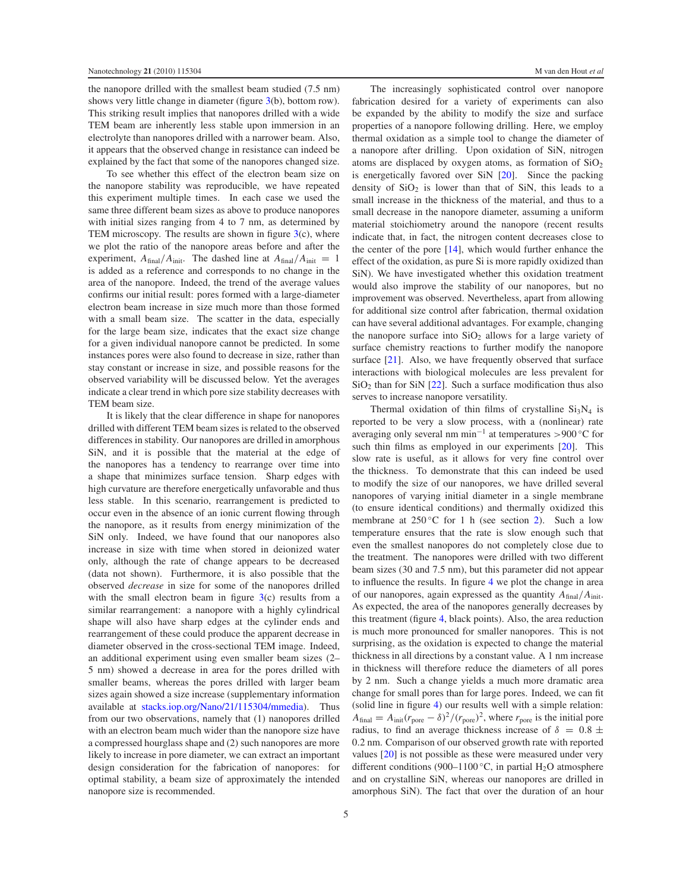the nanopore drilled with the smallest beam studied (7.5 nm) shows very little change in diameter (figure 3(b), bottom row). This striking result implies that nanopores drilled with a wide TEM beam are inherently less stable upon immersion in an electrolyte than nanopores drilled with a narrower beam. Also, it appears that the observed change in resistance can indeed be explained by the fact that some of the nanopores changed size.

To see whether this effect of the electron beam size on the nanopore stability was reproducible, we have repeated this experiment multiple times. In each case we used the same three different beam sizes as above to produce nanopores with initial sizes ranging from 4 to 7 nm, as determined by TEM microscopy. The results are shown in figure 3(c), where we plot the ratio of the nanopore areas before and after the experiment, $A_{\mathrm{final}}/A_{\mathrm{init}}$. The dashed line at $A_{\mathrm{final}}/A_{\mathrm{init}} = 1$ is added as a reference and corresponds to no change in the area of the nanopore. Indeed, the trend of the average values confirms our initial result: pores formed with a large-diameter electron beam increase in size much more than those formed with a small beam size. The scatter in the data, especially for the large beam size, indicates that the exact size change for a given individual nanopore cannot be predicted. In some instances pores were also found to decrease in size, rather than stay constant or increase in size, and possible reasons for the observed variability will be discussed below. Yet the averages indicate a clear trend in which pore size stability decreases with TEM beam size.

It is likely that the clear difference in shape for nanopores drilled with different TEM beam sizes is related to the observed differences in stability. Our nanopores are drilled in amorphous SiN, and it is possible that the material at the edge of the nanopores has a tendency to rearrange over time into a shape that minimizes surface tension. Sharp edges with high curvature are therefore energetically unfavorable and thus less stable. In this scenario, rearrangement is predicted to occur even in the absence of an ionic current flowing through the nanopore, as it results from energy minimization of the SiN only. Indeed, we have found that our nanopores also increase in size with time when stored in deionized water only, although the rate of change appears to be decreased (data not shown). Furthermore, it is also possible that the observed *decrease* in size for some of the nanopores drilled with the small electron beam in figure 3(c) results from a similar rearrangement: a nanopore with a highly cylindrical shape will also have sharp edges at the cylinder ends and rearrangement of these could produce the apparent decrease in diameter observed in the cross-sectional TEM image. Indeed, an additional experiment using even smaller beam sizes (2–5 nm) showed a decrease in area for the pores drilled with smaller beams, whereas the pores drilled with larger beam sizes again showed a size increase (supplementary information available at stacks.iop.org/Nano/21/115304/mmedia). Thus from our two observations, namely that (1) nanopores drilled with an electron beam much wider than the nanopore size have a compressed hourglass shape and (2) such nanopores are more likely to increase in pore diameter, we can extract an important design consideration for the fabrication of nanopores: for optimal stability, a beam size of approximately the intended nanopore size is recommended.

The increasingly sophisticated control over nanopore fabrication desired for a variety of experiments can also be expanded by the ability to modify the size and surface properties of a nanopore following drilling. Here, we employ thermal oxidation as a simple tool to change the diameter of a nanopore after drilling. Upon oxidation of SiN, nitrogen atoms are displaced by oxygen atoms, as formation of $SiO_2$ is energetically favored over SiN [20]. Since the packing density of $SiO_2$ is lower than that of SiN, this leads to a small increase in the thickness of the material, and thus to a small decrease in the nanopore diameter, assuming a uniform material stoichiometry around the nanopore (recent results indicate that, in fact, the nitrogen content decreases close to the center of the pore [14], which would further enhance the effect of the oxidation, as pure Si is more rapidly oxidized than SiN). We have investigated whether this oxidation treatment would also improve the stability of our nanopores, but no improvement was observed. Nevertheless, apart from allowing for additional size control after fabrication, thermal oxidation can have several additional advantages. For example, changing the nanopore surface into $SiO_2$ allows for a large variety of surface chemistry reactions to further modify the nanopore surface [21]. Also, we have frequently observed that surface interactions with biological molecules are less prevalent for $SiO_2$ than for SiN [22]. Such a surface modification thus also serves to increase nanopore versatility.

Thermal oxidation of thin films of crystalline $Si_3N_4$ is reported to be very a slow process, with a (nonlinear) rate averaging only several nm $\mathrm{min}^{-1}$ at temperatures $>900\,^{\circ}\mathrm{C}$ for such thin films as employed in our experiments [20]. This slow rate is useful, as it allows for very fine control over the thickness. To demonstrate that this can indeed be used to modify the size of our nanopores, we have drilled several nanopores of varying initial diameter in a single membrane (to ensure identical conditions) and thermally oxidized this membrane at $250\,^{\circ}\mathrm{C}$ for 1 h (see section 2). Such a low temperature ensures that the rate is slow enough such that even the smallest nanopores do not completely close due to the treatment. The nanopores were drilled with two different beam sizes (30 and 7.5 nm), but this parameter did not appear to influence the results. In figure 4 we plot the change in area of our nanopores, again expressed as the quantity $A_{\mathrm{final}}/A_{\mathrm{init}}$. As expected, the area of the nanopores generally decreases by this treatment (figure 4, black points). Also, the area reduction is much more pronounced for smaller nanopores. This is not surprising, as the oxidation is expected to change the material thickness in all directions by a constant value. A 1 nm increase in thickness will therefore reduce the diameters of all pores by 2 nm. Such a change yields a much more dramatic area change for small pores than for large pores. Indeed, we can fit (solid line in figure 4) our results well with a simple relation: $A_{\mathrm{final}} = A_{\mathrm{init}}(r_{\mathrm{pore}} - \delta)^2/(r_{\mathrm{pore}})^2$, where $r_{\mathrm{pore}}$ is the initial pore radius, to find an average thickness increase of $\delta = 0.8 \pm 0.2$ nm. Comparison of our observed growth rate with reported values [20] is not possible as these were measured under very different conditions (900–1100 °C, in partial $H_2O$ atmosphere and on crystalline SiN, whereas our nanopores are drilled in amorphous SiN). The fact that over the duration of an hour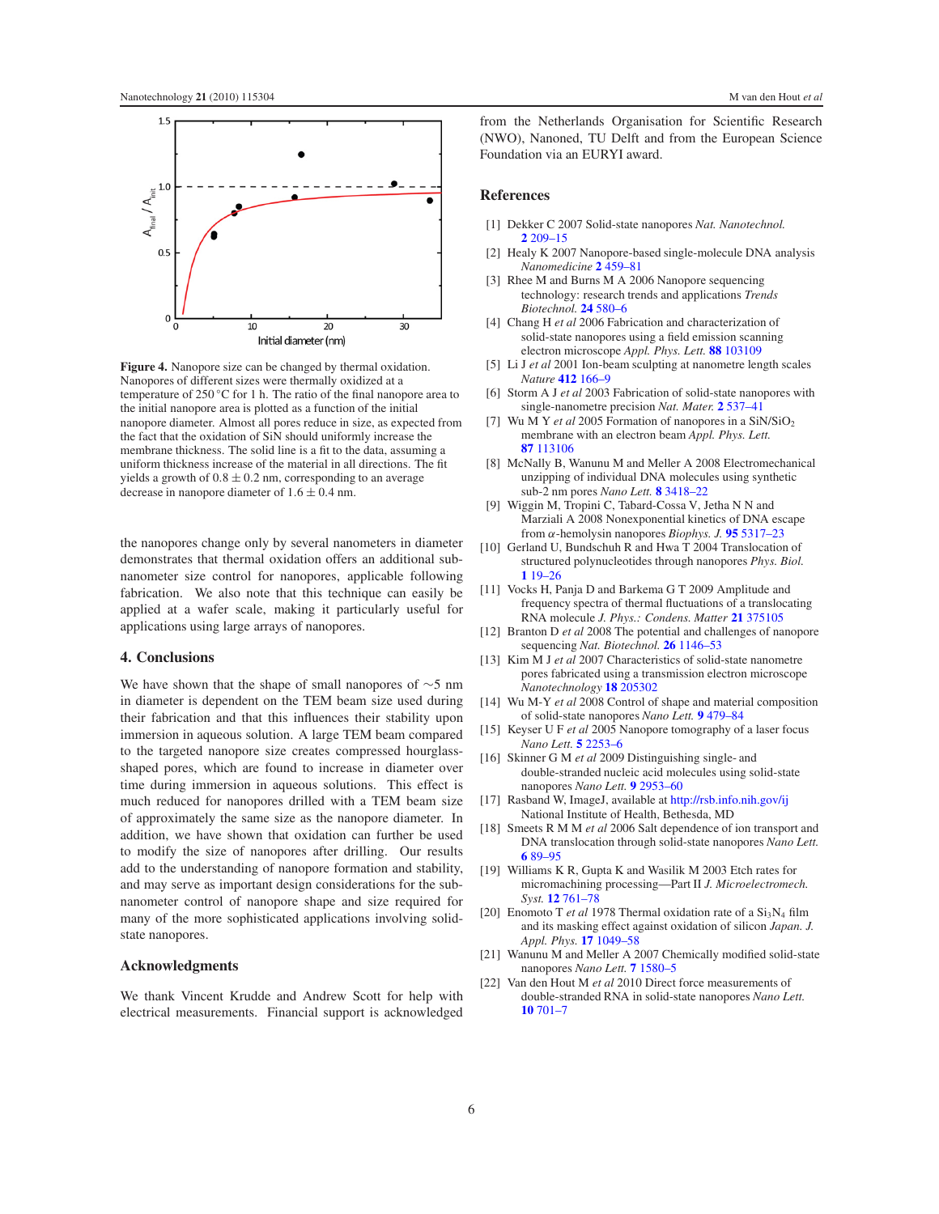1.5

1.0

0.5

0

$A_{final} / A_{init}$

0

10

20

30

Initial diameter (nm)

**Figure 4.** Nanopore size can be changed by thermal oxidation. Nanopores of different sizes were thermally oxidized at a temperature of 250 °C for 1 h. The ratio of the final nanopore area to the initial nanopore area is plotted as a function of the initial nanopore diameter. Almost all pores reduce in size, as expected from the fact that the oxidation of SiN should uniformly increase the membrane thickness. The solid line is a fit to the data, assuming a uniform thickness increase of the material in all directions. The fit yields a growth of $0.8 \pm 0.2$ nm, corresponding to an average decrease in nanopore diameter of $1.6 \pm 0.4$ nm.

the nanopores change only by several nanometers in diameter demonstrates that thermal oxidation offers an additional sub-nanometer size control for nanopores, applicable following fabrication. We also note that this technique can easily be applied at a wafer scale, making it particularly useful for applications using large arrays of nanopores.

## 4. Conclusions

We have shown that the shape of small nanopores of $\sim$5 nm in diameter is dependent on the TEM beam size used during their fabrication and that this influences their stability upon immersion in aqueous solution. A large TEM beam compared to the targeted nanopore size creates compressed hourglass-shaped pores, which are found to increase in diameter over time during immersion in aqueous solutions. This effect is much reduced for nanopores drilled with a TEM beam size of approximately the same size as the nanopore diameter. In addition, we have shown that oxidation can further be used to modify the size of nanopores after drilling. Our results add to the understanding of nanopore formation and stability, and may serve as important design considerations for the sub-nanometer control of nanopore shape and size required for many of the more sophisticated applications involving solid-state nanopores.

## Acknowledgments

We thank Vincent Krudde and Andrew Scott for help with electrical measurements. Financial support is acknowledged from the Netherlands Organisation for Scientific Research (NWO), Nanoned, TU Delft and from the European Science Foundation via an EURYI award.

## References

[1] Dekker C 2007 Solid-state nanopores *Nat. Nanotechnol.* **2** 209–15

[2] Healy K 2007 Nanopore-based single-molecule DNA analysis *Nanomedicine* **2** 459–81

[3] Rhee M and Burns M A 2006 Nanopore sequencing technology: research trends and applications *Trends Biotechnol.* **24** 580–6

[4] Chang H *et al* 2006 Fabrication and characterization of solid-state nanopores using a field emission scanning electron microscope *Appl. Phys. Lett.* **88** 103109

[5] Li J *et al* 2001 Ion-beam sculpting at nanometre length scales *Nature* **412** 166–9

[6] Storm A J *et al* 2003 Fabrication of solid-state nanopores with single-nanometre precision *Nat. Mater.* **2** 537–41

[7] Wu M Y *et al* 2005 Formation of nanopores in a SiN/$SiO_2$ membrane with an electron beam *Appl. Phys. Lett.* **87** 113106

[8] McNally B, Wanunu M and Meller A 2008 Electromechanical unzipping of individual DNA molecules using synthetic sub-2 nm pores *Nano Lett.* **8** 3418–22

[9] Wiggin M, Tropini C, Tabard-Cossa V, Jetha N N and Marziali A 2008 Nonexponential kinetics of DNA escape from $\alpha$-hemolysin nanopores *Biophys. J.* **95** 5317–23

[10] Gerland U, Bundschuh R and Hwa T 2004 Translocation of structured polynucleotides through nanopores *Phys. Biol.* **1** 19–26

[11] Vocks H, Panja D and Barkema G T 2009 Amplitude and frequency spectra of thermal fluctuations of a translocating RNA molecule *J. Phys.: Condens. Matter* **21** 375105

[12] Branton D *et al* 2008 The potential and challenges of nanopore sequencing *Nat. Biotechnol.* **26** 1146–53

[13] Kim M J *et al* 2007 Characteristics of solid-state nanometre pores fabricated using a transmission electron microscope *Nanotechnology* **18** 205302

[14] Wu M-Y *et al* 2008 Control of shape and material composition of solid-state nanopores *Nano Lett.* **9** 479–84

[15] Keyser U F *et al* 2005 Nanopore tomography of a laser focus *Nano Lett.* **5** 2253–6

[16] Skinner G M *et al* 2009 Distinguishing single- and double-stranded nucleic acid molecules using solid-state nanopores *Nano Lett.* **9** 2953–60

[17] Rasband W, ImageJ, available at http://rsb.info.nih.gov/ij National Institute of Health, Bethesda, MD

[18] Smeets R M M *et al* 2006 Salt dependence of ion transport and DNA translocation through solid-state nanopores *Nano Lett.* **6** 89–95

[19] Williams K R, Gupta K and Wasilik M 2003 Etch rates for micromachining processing—Part II *J. Microelectromech. Syst.* **12** 761–78

[20] Enomoto T *et al* 1978 Thermal oxidation rate of a $Si_3N_4$ film and its masking effect against oxidation of silicon *Japan. J. Appl. Phys.* **17** 1049–58

[21] Wanunu M and Meller A 2007 Chemically modified solid-state nanopores *Nano Lett.* **7** 1580–5

[22] Van den Hout M *et al* 2010 Direct force measurements of double-stranded RNA in solid-state nanopores *Nano Lett.* **10** 701–7